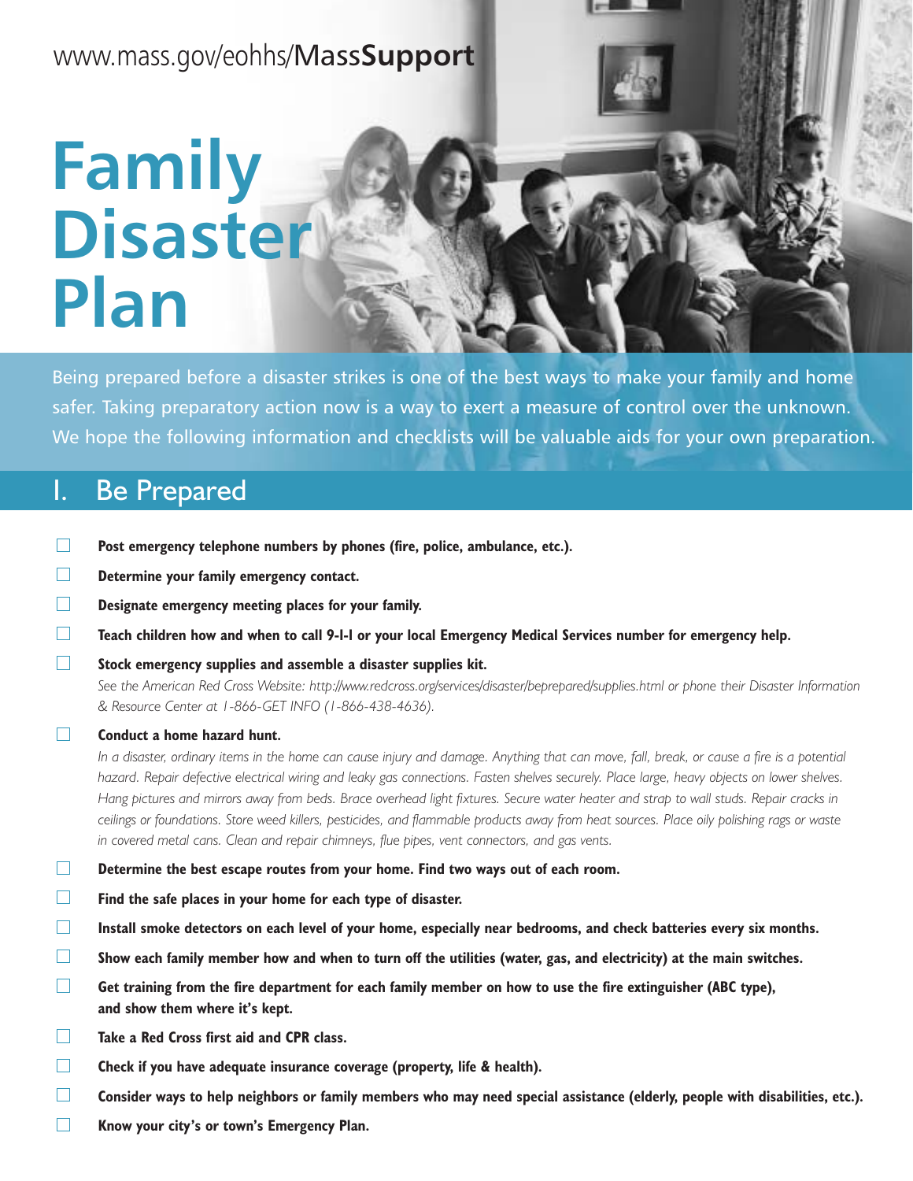www.mass.gov/eohhs/Mass**Support**

# Family Disaster Plan

Being prepared before a disaster strikes is one of the best ways to make your family and home safer. Taking preparatory action now is a way to exert a measure of control over the unknown. We hope the following information and checklists will be valuable aids for your own preparation.

## I. Be Prepared

- ☐ **Post emergency telephone numbers by phones (fire, police, ambulance, etc.).**
- ☐ **Determine your family emergency contact.**
- ☐ **Designate emergency meeting places for your family.**
- ☐ **Teach children how and when to call 9-1-1 or your local Emergency Medical Services number for emergency help.**
- ☐ **Stock emergency supplies and assemble a disaster supplies kit.**
  *See the American Red Cross Website: http://www.redcross.org/services/disaster/beprepared/supplies.html or phone their Disaster Information & Resource Center at 1-866-GET INFO (1-866-438-4636).*
- ☐ **Conduct a home hazard hunt.**
  *In a disaster, ordinary items in the home can cause injury and damage. Anything that can move, fall, break, or cause a fire is a potential hazard. Repair defective electrical wiring and leaky gas connections. Fasten shelves securely. Place large, heavy objects on lower shelves. Hang pictures and mirrors away from beds. Brace overhead light fixtures. Secure water heater and strap to wall studs. Repair cracks in ceilings or foundations. Store weed killers, pesticides, and flammable products away from heat sources. Place oily polishing rags or waste in covered metal cans. Clean and repair chimneys, flue pipes, vent connectors, and gas vents.*
- ☐ **Determine the best escape routes from your home. Find two ways out of each room.**
- ☐ **Find the safe places in your home for each type of disaster.**
- ☐ **Install smoke detectors on each level of your home, especially near bedrooms, and check batteries every six months.**
- ☐ **Show each family member how and when to turn off the utilities (water, gas, and electricity) at the main switches.**
- ☐ **Get training from the fire department for each family member on how to use the fire extinguisher (ABC type), and show them where it's kept.**
- ☐ **Take a Red Cross first aid and CPR class.**
- ☐ **Check if you have adequate insurance coverage (property, life & health).**
- ☐ **Consider ways to help neighbors or family members who may need special assistance (elderly, people with disabilities, etc.).**
- ☐ **Know your city's or town's Emergency Plan.**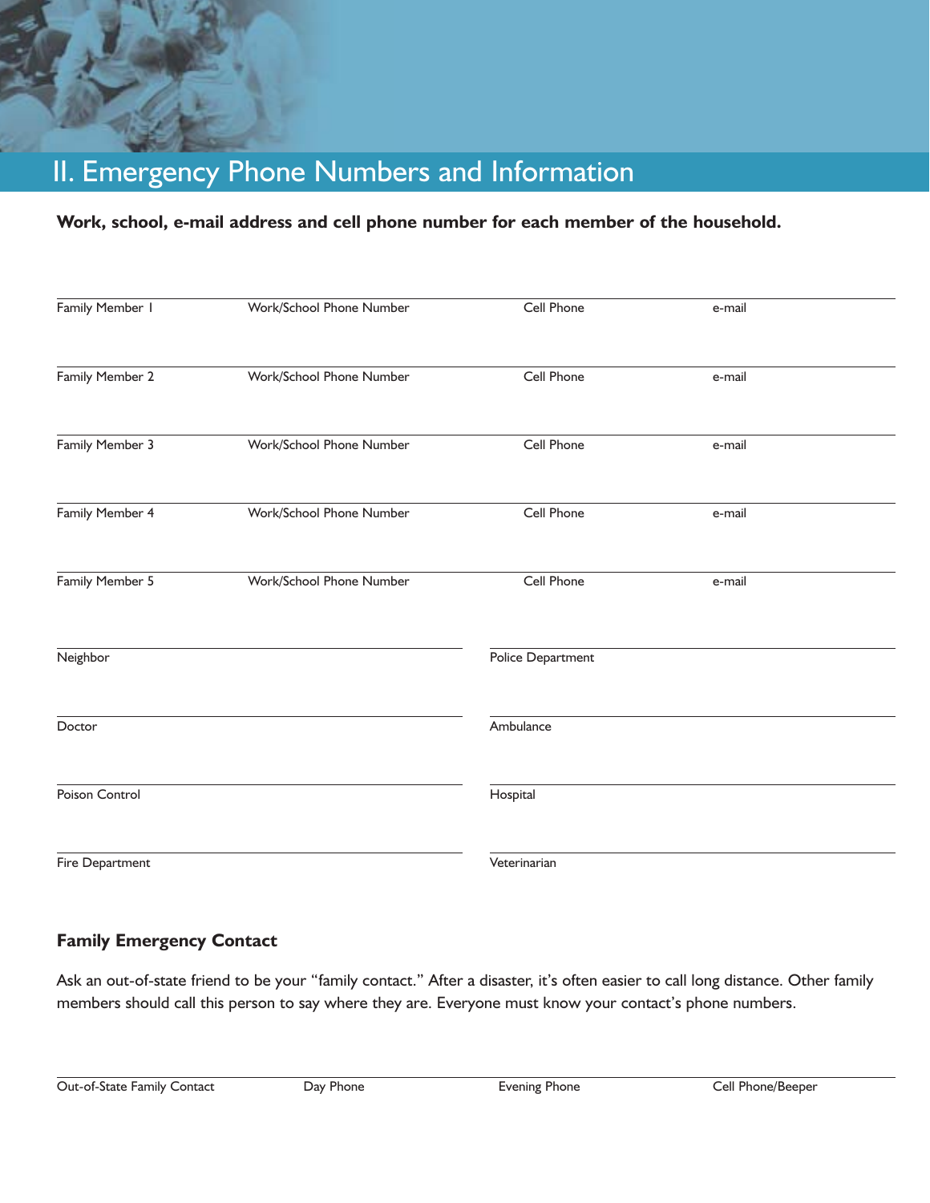# II. Emergency Phone Numbers and Information

**Work, school, e-mail address and cell phone number for each member of the household.**

| Family Member 1 | Work/School Phone Number | Cell Phone | e-mail |
|---|---|---|---|
| Family Member 2 | Work/School Phone Number | Cell Phone | e-mail |
| Family Member 3 | Work/School Phone Number | Cell Phone | e-mail |
| Family Member 4 | Work/School Phone Number | Cell Phone | e-mail |
| Family Member 5 | Work/School Phone Number | Cell Phone | e-mail |

| Neighbor | Police Department |
|---|---|
| Doctor | Ambulance |
| Poison Control | Hospital |
| Fire Department | Veterinarian |

**Family Emergency Contact**

Ask an out-of-state friend to be your "family contact." After a disaster, it's often easier to call long distance. Other family members should call this person to say where they are. Everyone must know your contact's phone numbers.

| Out-of-State Family Contact | Day Phone | Evening Phone | Cell Phone/Beeper |
|---|---|---|---|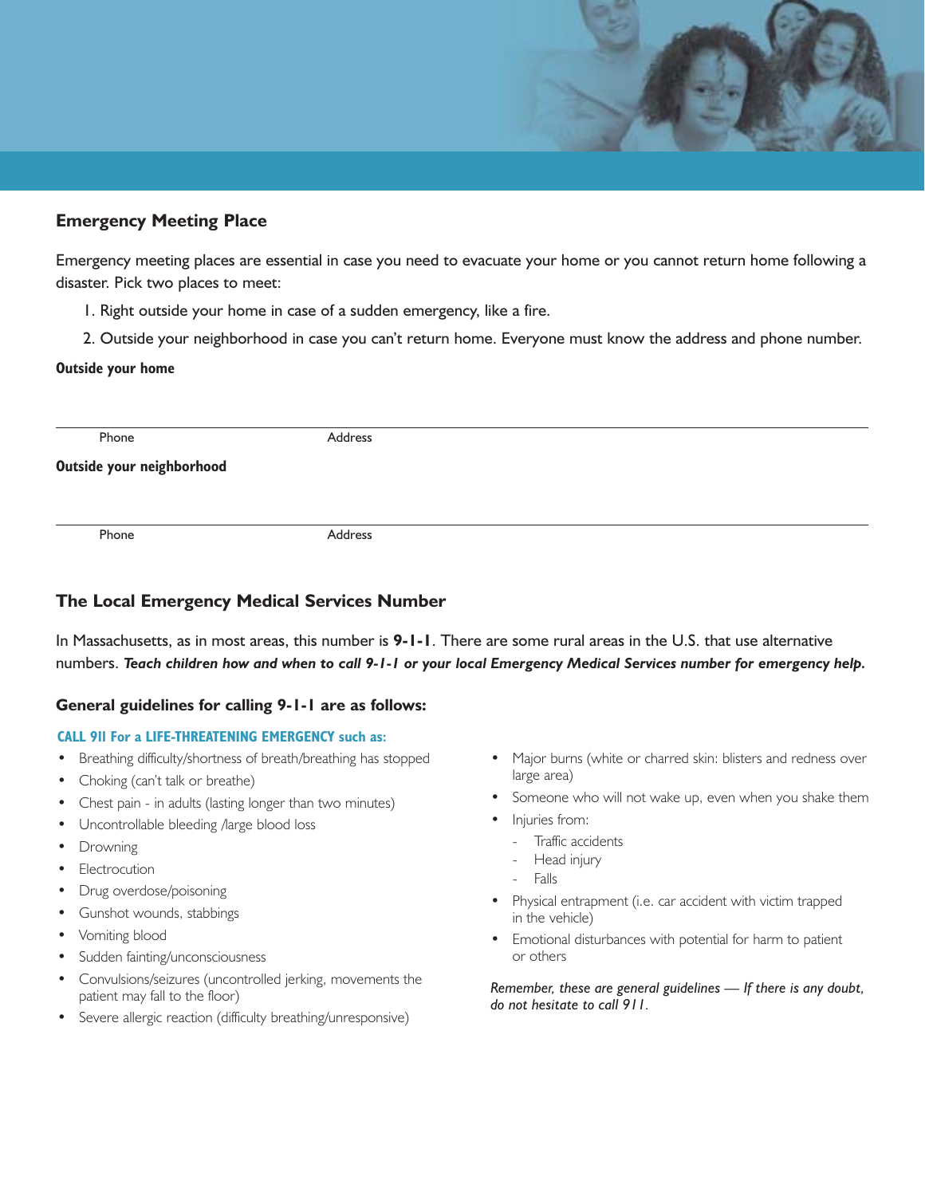## Emergency Meeting Place

Emergency meeting places are essential in case you need to evacuate your home or you cannot return home following a disaster. Pick two places to meet:

1. Right outside your home in case of a sudden emergency, like a fire.
2. Outside your neighborhood in case you can't return home. Everyone must know the address and phone number.

**Outside your home**

______________________________________________

Phone Address

**Outside your neighborhood**

______________________________________________

Phone Address

## The Local Emergency Medical Services Number

In Massachusetts, as in most areas, this number is **9-1-1**. There are some rural areas in the U.S. that use alternative numbers. ***Teach children how and when to call 9-1-1 or your local Emergency Medical Services number for emergency help.***

### General guidelines for calling 9-1-1 are as follows:

**CALL 911 For a LIFE-THREATENING EMERGENCY such as:**

- Breathing difficulty/shortness of breath/breathing has stopped
- Choking (can't talk or breathe)
- Chest pain - in adults (lasting longer than two minutes)
- Uncontrollable bleeding /large blood loss
- Drowning
- Electrocution
- Drug overdose/poisoning
- Gunshot wounds, stabbings
- Vomiting blood
- Sudden fainting/unconsciousness
- Convulsions/seizures (uncontrolled jerking, movements the patient may fall to the floor)
- Severe allergic reaction (difficulty breathing/unresponsive)
- Major burns (white or charred skin: blisters and redness over large area)
- Someone who will not wake up, even when you shake them
- Injuries from:
  - Traffic accidents
  - Head injury
  - Falls
- Physical entrapment (i.e. car accident with victim trapped in the vehicle)
- Emotional disturbances with potential for harm to patient or others

*Remember, these are general guidelines — If there is any doubt, do not hesitate to call 911.*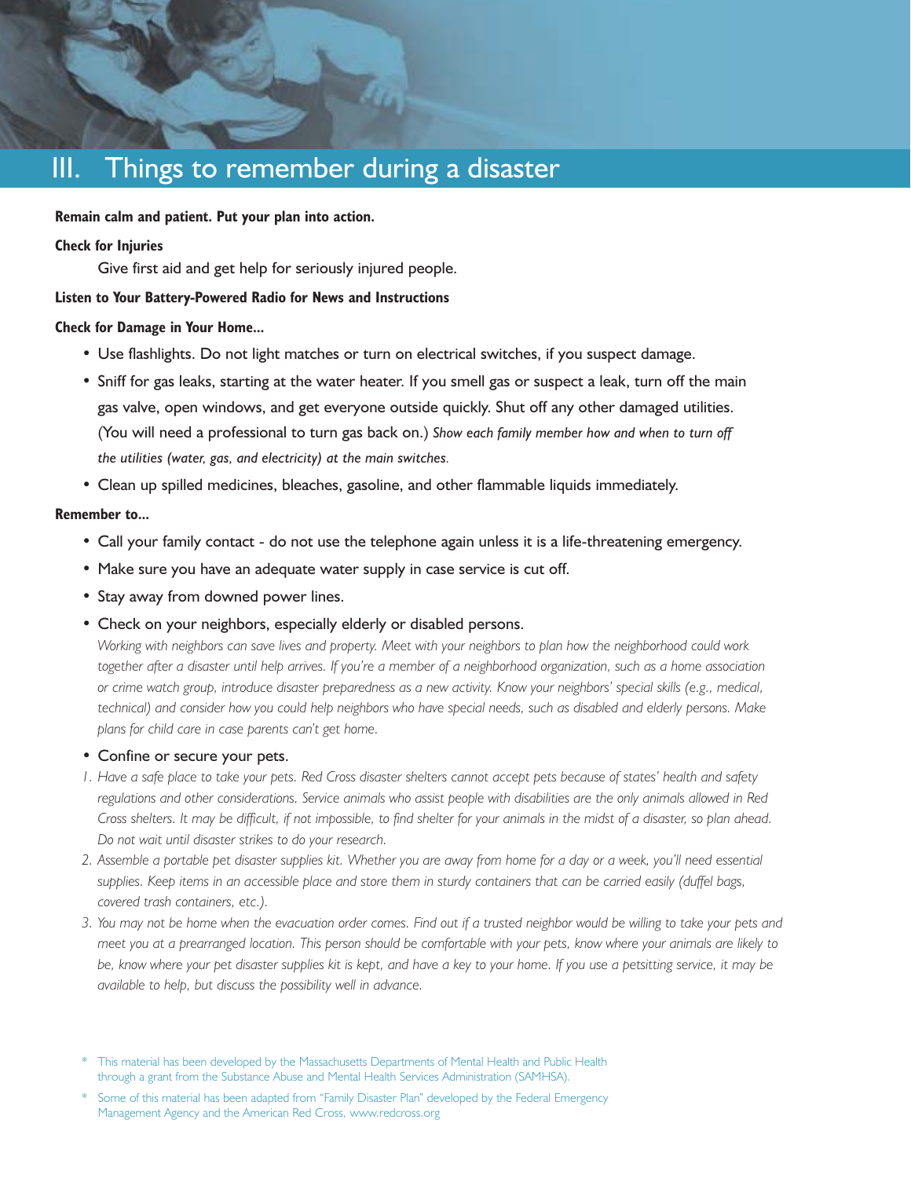# III. Things to remember during a disaster

**Remain calm and patient. Put your plan into action.**

**Check for Injuries**

Give first aid and get help for seriously injured people.

**Listen to Your Battery-Powered Radio for News and Instructions**

**Check for Damage in Your Home...**

- Use flashlights. Do not light matches or turn on electrical switches, if you suspect damage.
- Sniff for gas leaks, starting at the water heater. If you smell gas or suspect a leak, turn off the main gas valve, open windows, and get everyone outside quickly. Shut off any other damaged utilities. (You will need a professional to turn gas back on.) *Show each family member how and when to turn off the utilities (water, gas, and electricity) at the main switches.*
- Clean up spilled medicines, bleaches, gasoline, and other flammable liquids immediately.

**Remember to...**

- Call your family contact - do not use the telephone again unless it is a life-threatening emergency.
- Make sure you have an adequate water supply in case service is cut off.
- Stay away from downed power lines.
- Check on your neighbors, especially elderly or disabled persons.
  *Working with neighbors can save lives and property. Meet with your neighbors to plan how the neighborhood could work together after a disaster until help arrives. If you're a member of a neighborhood organization, such as a home association or crime watch group, introduce disaster preparedness as a new activity. Know your neighbors' special skills (e.g., medical, technical) and consider how you could help neighbors who have special needs, such as disabled and elderly persons. Make plans for child care in case parents can't get home.*
- Confine or secure your pets.

1. *Have a safe place to take your pets. Red Cross disaster shelters cannot accept pets because of states' health and safety regulations and other considerations. Service animals who assist people with disabilities are the only animals allowed in Red Cross shelters. It may be difficult, if not impossible, to find shelter for your animals in the midst of a disaster, so plan ahead. Do not wait until disaster strikes to do your research.*
2. *Assemble a portable pet disaster supplies kit. Whether you are away from home for a day or a week, you'll need essential supplies. Keep items in an accessible place and store them in sturdy containers that can be carried easily (duffel bags, covered trash containers, etc.).*
3. *You may not be home when the evacuation order comes. Find out if a trusted neighbor would be willing to take your pets and meet you at a prearranged location. This person should be comfortable with your pets, know where your animals are likely to be, know where your pet disaster supplies kit is kept, and have a key to your home. If you use a petsitting service, it may be available to help, but discuss the possibility well in advance.*

\* This material has been developed by the Massachusetts Departments of Mental Health and Public Health through a grant from the Substance Abuse and Mental Health Services Administration (SAMHSA).

\* Some of this material has been adapted from "Family Disaster Plan" developed by the Federal Emergency Management Agency and the American Red Cross, www.redcross.org